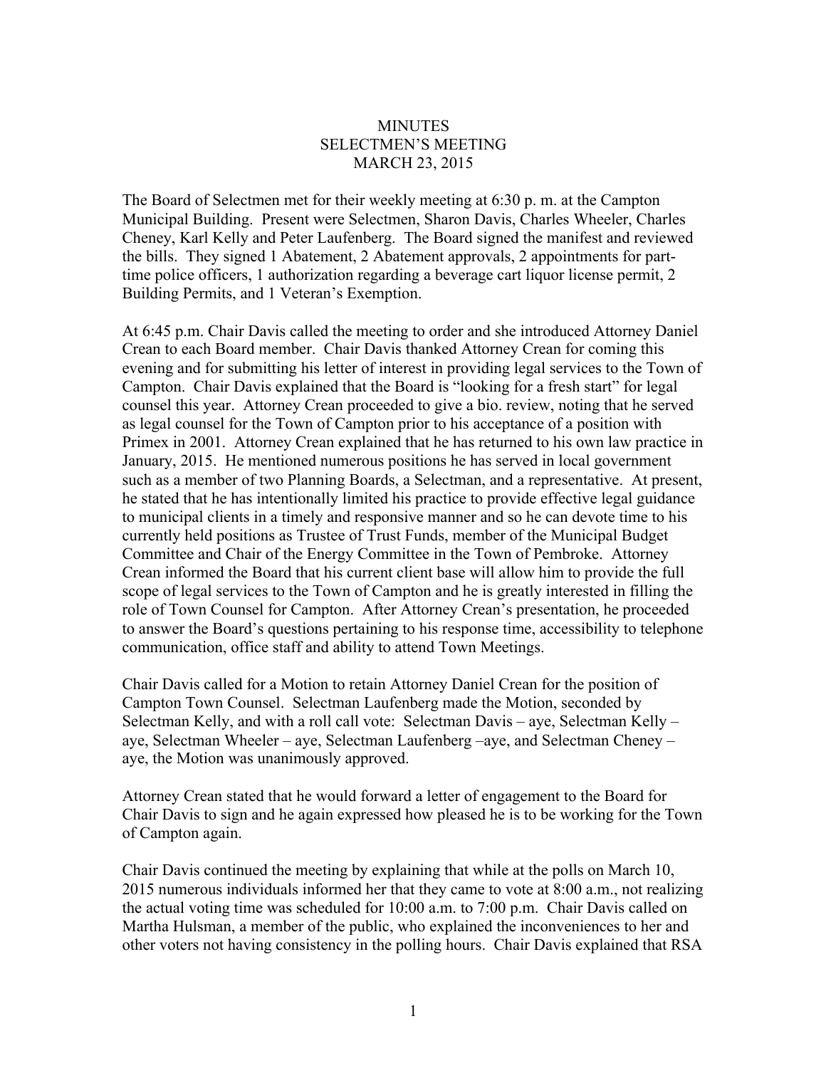# MINUTES
## SELECTMEN'S MEETING
## MARCH 23, 2015

The Board of Selectmen met for their weekly meeting at 6:30 p. m. at the Campton Municipal Building. Present were Selectmen, Sharon Davis, Charles Wheeler, Charles Cheney, Karl Kelly and Peter Laufenberg. The Board signed the manifest and reviewed the bills. They signed 1 Abatement, 2 Abatement approvals, 2 appointments for part-time police officers, 1 authorization regarding a beverage cart liquor license permit, 2 Building Permits, and 1 Veteran's Exemption.

At 6:45 p.m. Chair Davis called the meeting to order and she introduced Attorney Daniel Crean to each Board member. Chair Davis thanked Attorney Crean for coming this evening and for submitting his letter of interest in providing legal services to the Town of Campton. Chair Davis explained that the Board is "looking for a fresh start" for legal counsel this year. Attorney Crean proceeded to give a bio. review, noting that he served as legal counsel for the Town of Campton prior to his acceptance of a position with Primex in 2001. Attorney Crean explained that he has returned to his own law practice in January, 2015. He mentioned numerous positions he has served in local government such as a member of two Planning Boards, a Selectman, and a representative. At present, he stated that he has intentionally limited his practice to provide effective legal guidance to municipal clients in a timely and responsive manner and so he can devote time to his currently held positions as Trustee of Trust Funds, member of the Municipal Budget Committee and Chair of the Energy Committee in the Town of Pembroke. Attorney Crean informed the Board that his current client base will allow him to provide the full scope of legal services to the Town of Campton and he is greatly interested in filling the role of Town Counsel for Campton. After Attorney Crean's presentation, he proceeded to answer the Board's questions pertaining to his response time, accessibility to telephone communication, office staff and ability to attend Town Meetings.

Chair Davis called for a Motion to retain Attorney Daniel Crean for the position of Campton Town Counsel. Selectman Laufenberg made the Motion, seconded by Selectman Kelly, and with a roll call vote: Selectman Davis – aye, Selectman Kelly – aye, Selectman Wheeler – aye, Selectman Laufenberg –aye, and Selectman Cheney – aye, the Motion was unanimously approved.

Attorney Crean stated that he would forward a letter of engagement to the Board for Chair Davis to sign and he again expressed how pleased he is to be working for the Town of Campton again.

Chair Davis continued the meeting by explaining that while at the polls on March 10, 2015 numerous individuals informed her that they came to vote at 8:00 a.m., not realizing the actual voting time was scheduled for 10:00 a.m. to 7:00 p.m. Chair Davis called on Martha Hulsman, a member of the public, who explained the inconveniences to her and other voters not having consistency in the polling hours. Chair Davis explained that RSA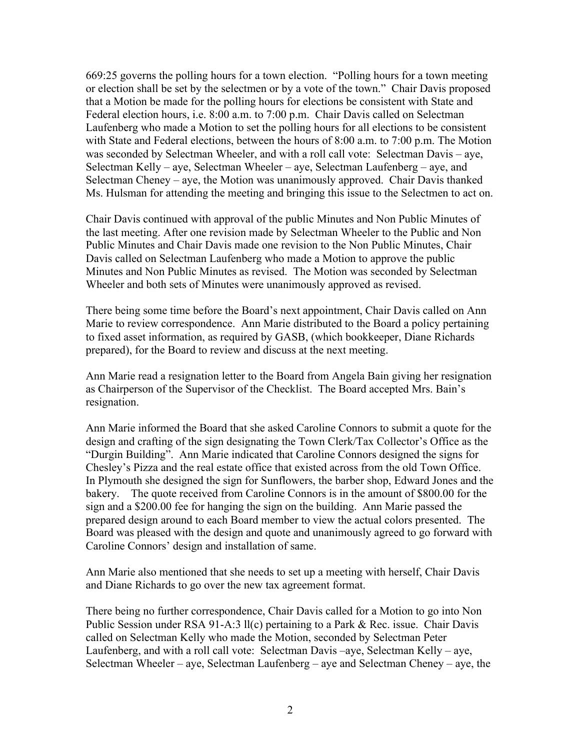669:25 governs the polling hours for a town election. "Polling hours for a town meeting or election shall be set by the selectmen or by a vote of the town." Chair Davis proposed that a Motion be made for the polling hours for elections be consistent with State and Federal election hours, i.e. 8:00 a.m. to 7:00 p.m. Chair Davis called on Selectman Laufenberg who made a Motion to set the polling hours for all elections to be consistent with State and Federal elections, between the hours of 8:00 a.m. to 7:00 p.m. The Motion was seconded by Selectman Wheeler, and with a roll call vote: Selectman Davis – aye, Selectman Kelly – aye, Selectman Wheeler – aye, Selectman Laufenberg – aye, and Selectman Cheney – aye, the Motion was unanimously approved. Chair Davis thanked Ms. Hulsman for attending the meeting and bringing this issue to the Selectmen to act on.

Chair Davis continued with approval of the public Minutes and Non Public Minutes of the last meeting. After one revision made by Selectman Wheeler to the Public and Non Public Minutes and Chair Davis made one revision to the Non Public Minutes, Chair Davis called on Selectman Laufenberg who made a Motion to approve the public Minutes and Non Public Minutes as revised. The Motion was seconded by Selectman Wheeler and both sets of Minutes were unanimously approved as revised.

There being some time before the Board's next appointment, Chair Davis called on Ann Marie to review correspondence. Ann Marie distributed to the Board a policy pertaining to fixed asset information, as required by GASB, (which bookkeeper, Diane Richards prepared), for the Board to review and discuss at the next meeting.

Ann Marie read a resignation letter to the Board from Angela Bain giving her resignation as Chairperson of the Supervisor of the Checklist. The Board accepted Mrs. Bain's resignation.

Ann Marie informed the Board that she asked Caroline Connors to submit a quote for the design and crafting of the sign designating the Town Clerk/Tax Collector's Office as the "Durgin Building". Ann Marie indicated that Caroline Connors designed the signs for Chesley's Pizza and the real estate office that existed across from the old Town Office. In Plymouth she designed the sign for Sunflowers, the barber shop, Edward Jones and the bakery. The quote received from Caroline Connors is in the amount of $800.00 for the sign and a $200.00 fee for hanging the sign on the building. Ann Marie passed the prepared design around to each Board member to view the actual colors presented. The Board was pleased with the design and quote and unanimously agreed to go forward with Caroline Connors' design and installation of same.

Ann Marie also mentioned that she needs to set up a meeting with herself, Chair Davis and Diane Richards to go over the new tax agreement format.

There being no further correspondence, Chair Davis called for a Motion to go into Non Public Session under RSA 91-A:3 ll(c) pertaining to a Park & Rec. issue. Chair Davis called on Selectman Kelly who made the Motion, seconded by Selectman Peter Laufenberg, and with a roll call vote: Selectman Davis –aye, Selectman Kelly – aye, Selectman Wheeler – aye, Selectman Laufenberg – aye and Selectman Cheney – aye, the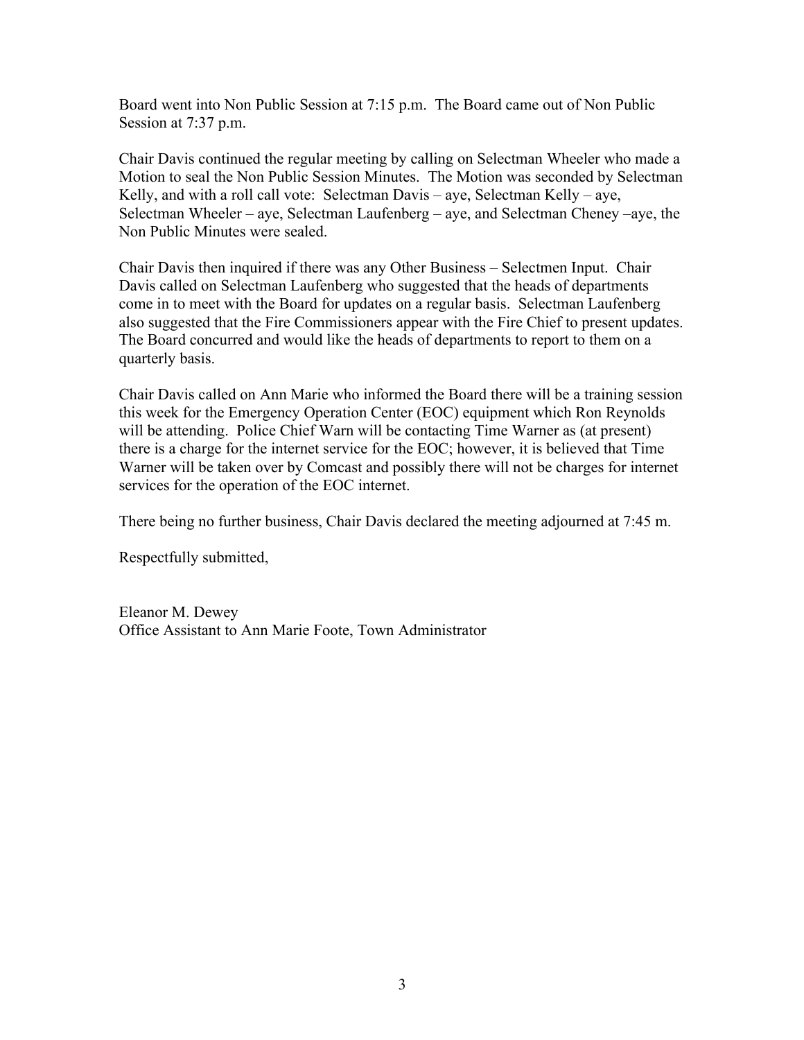Board went into Non Public Session at 7:15 p.m. The Board came out of Non Public Session at 7:37 p.m.

Chair Davis continued the regular meeting by calling on Selectman Wheeler who made a Motion to seal the Non Public Session Minutes. The Motion was seconded by Selectman Kelly, and with a roll call vote: Selectman Davis – aye, Selectman Kelly – aye, Selectman Wheeler – aye, Selectman Laufenberg – aye, and Selectman Cheney –aye, the Non Public Minutes were sealed.

Chair Davis then inquired if there was any Other Business – Selectmen Input. Chair Davis called on Selectman Laufenberg who suggested that the heads of departments come in to meet with the Board for updates on a regular basis. Selectman Laufenberg also suggested that the Fire Commissioners appear with the Fire Chief to present updates. The Board concurred and would like the heads of departments to report to them on a quarterly basis.

Chair Davis called on Ann Marie who informed the Board there will be a training session this week for the Emergency Operation Center (EOC) equipment which Ron Reynolds will be attending. Police Chief Warn will be contacting Time Warner as (at present) there is a charge for the internet service for the EOC; however, it is believed that Time Warner will be taken over by Comcast and possibly there will not be charges for internet services for the operation of the EOC internet.

There being no further business, Chair Davis declared the meeting adjourned at 7:45 m.

Respectfully submitted,

Eleanor M. Dewey
Office Assistant to Ann Marie Foote, Town Administrator